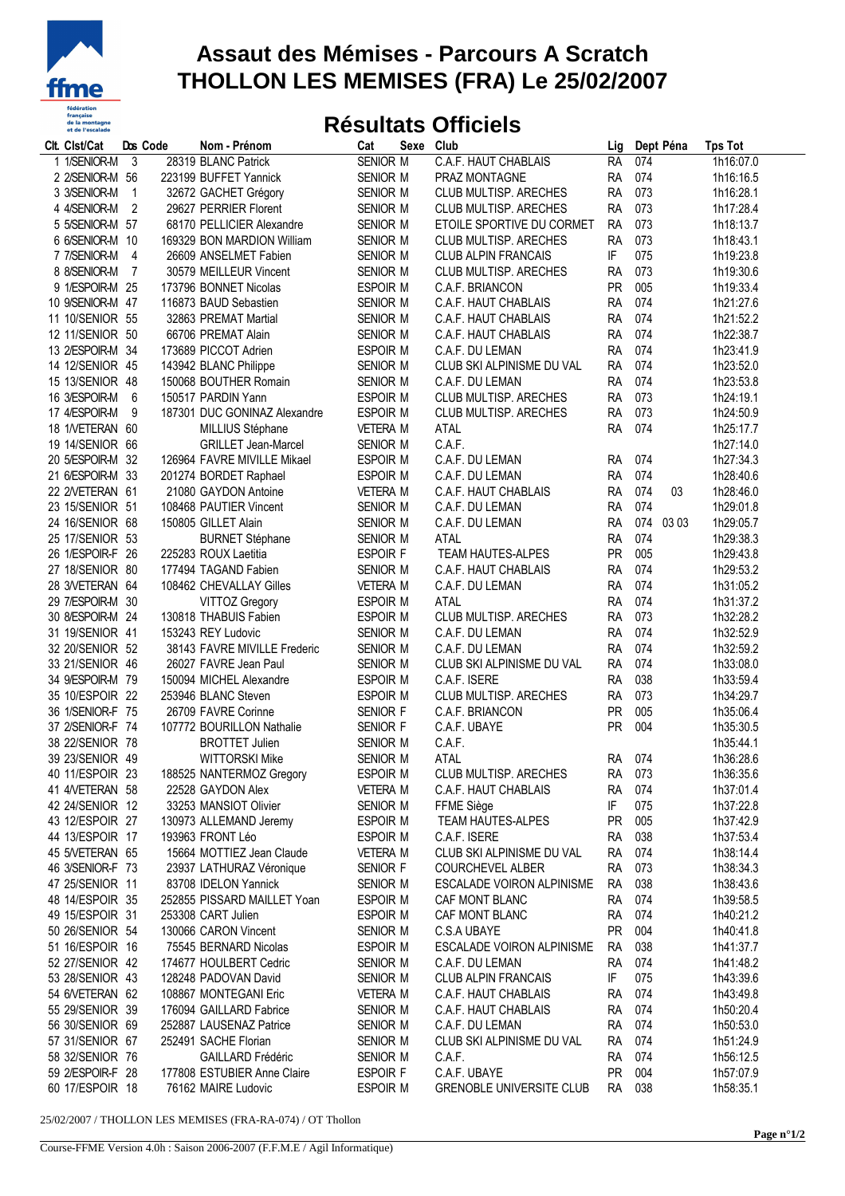# Assaut des Mémises - Parcours A Scratch
# THOLLON LES MEMISES (FRA) Le 25/02/2007

## Résultats Officiels

| Clt. | Clst/Cat | Dos | Code | Nom - Prénom | Cat | Sexe | Club | Lig | Dept | Péna | Tps Tot |
|---|---|---|---|---|---|---|---|---|---|---|---|
| 1 | 1/SENIOR-M | 3 | 28319 | BLANC Patrick | SENIOR | M | C.A.F. HAUT CHABLAIS | RA | 074 | | 1h16:07.0 |
| 2 | 2/SENIOR-M | 56 | 223199 | BUFFET Yannick | SENIOR | M | PRAZ MONTAGNE | RA | 074 | | 1h16:16.5 |
| 3 | 3/SENIOR-M | 1 | 32672 | GACHET Grégory | SENIOR | M | CLUB MULTISP. ARECHES | RA | 073 | | 1h16:28.1 |
| 4 | 4/SENIOR-M | 2 | 29627 | PERRIER Florent | SENIOR | M | CLUB MULTISP. ARECHES | RA | 073 | | 1h17:28.4 |
| 5 | 5/SENIOR-M | 57 | 68170 | PELLICIER Alexandre | SENIOR | M | ETOILE SPORTIVE DU CORMET | RA | 073 | | 1h18:13.7 |
| 6 | 6/SENIOR-M | 10 | 169329 | BON MARDION William | SENIOR | M | CLUB MULTISP. ARECHES | RA | 073 | | 1h18:43.1 |
| 7 | 7/SENIOR-M | 4 | 26609 | ANSELMET Fabien | SENIOR | M | CLUB ALPIN FRANCAIS | IF | 075 | | 1h19:23.8 |
| 8 | 8/SENIOR-M | 7 | 30579 | MEILLEUR Vincent | SENIOR | M | CLUB MULTISP. ARECHES | RA | 073 | | 1h19:30.6 |
| 9 | 1/ESPOIR-M | 25 | 173796 | BONNET Nicolas | ESPOIR | M | C.A.F. BRIANCON | PR | 005 | | 1h19:33.4 |
| 10 | 9/SENIOR-M | 47 | 116873 | BAUD Sebastien | SENIOR | M | C.A.F. HAUT CHABLAIS | RA | 074 | | 1h21:27.6 |
| 11 | 10/SENIOR | 55 | 32863 | PREMAT Martial | SENIOR | M | C.A.F. HAUT CHABLAIS | RA | 074 | | 1h21:52.2 |
| 12 | 11/SENIOR | 50 | 66706 | PREMAT Alain | SENIOR | M | C.A.F. HAUT CHABLAIS | RA | 074 | | 1h22:38.7 |
| 13 | 2/ESPOIR-M | 34 | 173689 | PICCOT Adrien | ESPOIR | M | C.A.F. DU LEMAN | RA | 074 | | 1h23:41.9 |
| 14 | 12/SENIOR | 45 | 143942 | BLANC Philippe | SENIOR | M | CLUB SKI ALPINISME DU VAL | RA | 074 | | 1h23:52.0 |
| 15 | 13/SENIOR | 48 | 150068 | BOUTHER Romain | SENIOR | M | C.A.F. DU LEMAN | RA | 074 | | 1h23:53.8 |
| 16 | 3/ESPOIR-M | 6 | 150517 | PARDIN Yann | ESPOIR | M | CLUB MULTISP. ARECHES | RA | 073 | | 1h24:19.1 |
| 17 | 4/ESPOIR-M | 9 | 187301 | DUC GONINAZ Alexandre | ESPOIR | M | CLUB MULTISP. ARECHES | RA | 073 | | 1h24:50.9 |
| 18 | 1/VETERAN | 60 | | MILLIUS Stéphane | VETERA | M | ATAL | RA | 074 | | 1h25:17.7 |
| 19 | 14/SENIOR | 66 | | GRILLET Jean-Marcel | SENIOR | M | C.A.F. | | | | 1h27:14.0 |
| 20 | 5/ESPOIR-M | 32 | 126964 | FAVRE MIVILLE Mikael | ESPOIR | M | C.A.F. DU LEMAN | RA | 074 | | 1h27:34.3 |
| 21 | 6/ESPOIR-M | 33 | 201274 | BORDET Raphael | ESPOIR | M | C.A.F. DU LEMAN | RA | 074 | | 1h28:40.6 |
| 22 | 2/VETERAN | 61 | 21080 | GAYDON Antoine | VETERA | M | C.A.F. HAUT CHABLAIS | RA | 074 | 03 | 1h28:46.0 |
| 23 | 15/SENIOR | 51 | 108468 | PAUTIER Vincent | SENIOR | M | C.A.F. DU LEMAN | RA | 074 | | 1h29:01.8 |
| 24 | 16/SENIOR | 68 | 150805 | GILLET Alain | SENIOR | M | C.A.F. DU LEMAN | RA | 074 | 03 03 | 1h29:05.7 |
| 25 | 17/SENIOR | 53 | | BURNET Stéphane | SENIOR | M | ATAL | RA | 074 | | 1h29:38.3 |
| 26 | 1/ESPOIR-F | 26 | 225283 | ROUX Laetitia | ESPOIR | F | TEAM HAUTES-ALPES | PR | 005 | | 1h29:43.8 |
| 27 | 18/SENIOR | 80 | 177494 | TAGAND Fabien | SENIOR | M | C.A.F. HAUT CHABLAIS | RA | 074 | | 1h29:53.2 |
| 28 | 3/VETERAN | 64 | 108462 | CHEVALLAY Gilles | VETERA | M | C.A.F. DU LEMAN | RA | 074 | | 1h31:05.2 |
| 29 | 7/ESPOIR-M | 30 | | VITTOZ Gregory | ESPOIR | M | ATAL | RA | 074 | | 1h31:37.2 |
| 30 | 8/ESPOIR-M | 24 | 130818 | THABUIS Fabien | ESPOIR | M | CLUB MULTISP. ARECHES | RA | 073 | | 1h32:28.2 |
| 31 | 19/SENIOR | 41 | 153243 | REY Ludovic | SENIOR | M | C.A.F. DU LEMAN | RA | 074 | | 1h32:52.9 |
| 32 | 20/SENIOR | 52 | 38143 | FAVRE MIVILLE Frederic | SENIOR | M | C.A.F. DU LEMAN | RA | 074 | | 1h32:59.2 |
| 33 | 21/SENIOR | 46 | 26027 | FAVRE Jean Paul | SENIOR | M | CLUB SKI ALPINISME DU VAL | RA | 074 | | 1h33:08.0 |
| 34 | 9/ESPOIR-M | 79 | 150094 | MICHEL Alexandre | ESPOIR | M | C.A.F. ISERE | RA | 038 | | 1h33:59.4 |
| 35 | 10/ESPOIR | 22 | 253946 | BLANC Steven | ESPOIR | M | CLUB MULTISP. ARECHES | RA | 073 | | 1h34:29.7 |
| 36 | 1/SENIOR-F | 75 | 26709 | FAVRE Corinne | SENIOR | F | C.A.F. BRIANCON | PR | 005 | | 1h35:06.4 |
| 37 | 2/SENIOR-F | 74 | 107772 | BOURILLON Nathalie | SENIOR | F | C.A.F. UBAYE | PR | 004 | | 1h35:30.5 |
| 38 | 22/SENIOR | 78 | | BROTTET Julien | SENIOR | M | C.A.F. | | | | 1h35:44.1 |
| 39 | 23/SENIOR | 49 | | WITTORSKI Mike | SENIOR | M | ATAL | RA | 074 | | 1h36:28.6 |
| 40 | 11/ESPOIR | 23 | 188525 | NANTERMOZ Gregory | ESPOIR | M | CLUB MULTISP. ARECHES | RA | 073 | | 1h36:35.6 |
| 41 | 4/VETERAN | 58 | 22528 | GAYDON Alex | VETERA | M | C.A.F. HAUT CHABLAIS | RA | 074 | | 1h37:01.4 |
| 42 | 24/SENIOR | 12 | 33253 | MANSIOT Olivier | SENIOR | M | FFME Siège | IF | 075 | | 1h37:22.8 |
| 43 | 12/ESPOIR | 27 | 130973 | ALLEMAND Jeremy | ESPOIR | M | TEAM HAUTES-ALPES | PR | 005 | | 1h37:42.9 |
| 44 | 13/ESPOIR | 17 | 193963 | FRONT Léo | ESPOIR | M | C.A.F. ISERE | RA | 038 | | 1h37:53.4 |
| 45 | 5/VETERAN | 65 | 15664 | MOTTIEZ Jean Claude | VETERA | M | CLUB SKI ALPINISME DU VAL | RA | 074 | | 1h38:14.4 |
| 46 | 3/SENIOR-F | 73 | 23937 | LATHURAZ Véronique | SENIOR | F | COURCHEVEL ALBER | RA | 073 | | 1h38:34.3 |
| 47 | 25/SENIOR | 11 | 83708 | IDELON Yannick | SENIOR | M | ESCALADE VOIRON ALPINISME | RA | 038 | | 1h38:43.6 |
| 48 | 14/ESPOIR | 35 | 252855 | PISSARD MAILLET Yoan | ESPOIR | M | CAF MONT BLANC | RA | 074 | | 1h39:58.5 |
| 49 | 15/ESPOIR | 31 | 253308 | CART Julien | ESPOIR | M | CAF MONT BLANC | RA | 074 | | 1h40:21.2 |
| 50 | 26/SENIOR | 54 | 130066 | CARON Vincent | SENIOR | M | C.S.A UBAYE | PR | 004 | | 1h40:41.8 |
| 51 | 16/ESPOIR | 16 | 75545 | BERNARD Nicolas | ESPOIR | M | ESCALADE VOIRON ALPINISME | RA | 038 | | 1h41:37.7 |
| 52 | 27/SENIOR | 42 | 174677 | HOULBERT Cedric | SENIOR | M | C.A.F. DU LEMAN | RA | 074 | | 1h41:48.2 |
| 53 | 28/SENIOR | 43 | 128248 | PADOVAN David | SENIOR | M | CLUB ALPIN FRANCAIS | IF | 075 | | 1h43:39.6 |
| 54 | 6/VETERAN | 62 | 108867 | MONTEGANI Eric | VETERA | M | C.A.F. HAUT CHABLAIS | RA | 074 | | 1h43:49.8 |
| 55 | 29/SENIOR | 39 | 176094 | GAILLARD Fabrice | SENIOR | M | C.A.F. HAUT CHABLAIS | RA | 074 | | 1h50:20.4 |
| 56 | 30/SENIOR | 69 | 252887 | LAUSENAZ Patrice | SENIOR | M | C.A.F. DU LEMAN | RA | 074 | | 1h50:53.0 |
| 57 | 31/SENIOR | 67 | 252491 | SACHE Florian | SENIOR | M | CLUB SKI ALPINISME DU VAL | RA | 074 | | 1h51:24.9 |
| 58 | 32/SENIOR | 76 | | GAILLARD Frédéric | SENIOR | M | C.A.F. | RA | 074 | | 1h56:12.5 |
| 59 | 2/ESPOIR-F | 28 | 177808 | ESTUBIER Anne Claire | ESPOIR | F | C.A.F. UBAYE | PR | 004 | | 1h57:07.9 |
| 60 | 17/ESPOIR | 18 | 76162 | MAIRE Ludovic | ESPOIR | M | GRENOBLE UNIVERSITE CLUB | RA | 038 | | 1h58:35.1 |

25/02/2007 / THOLLON LES MEMISES (FRA-RA-074) / OT Thollon

Course-FFME Version 4.0h : Saison 2006-2007 (F.F.M.E / Agil Informatique)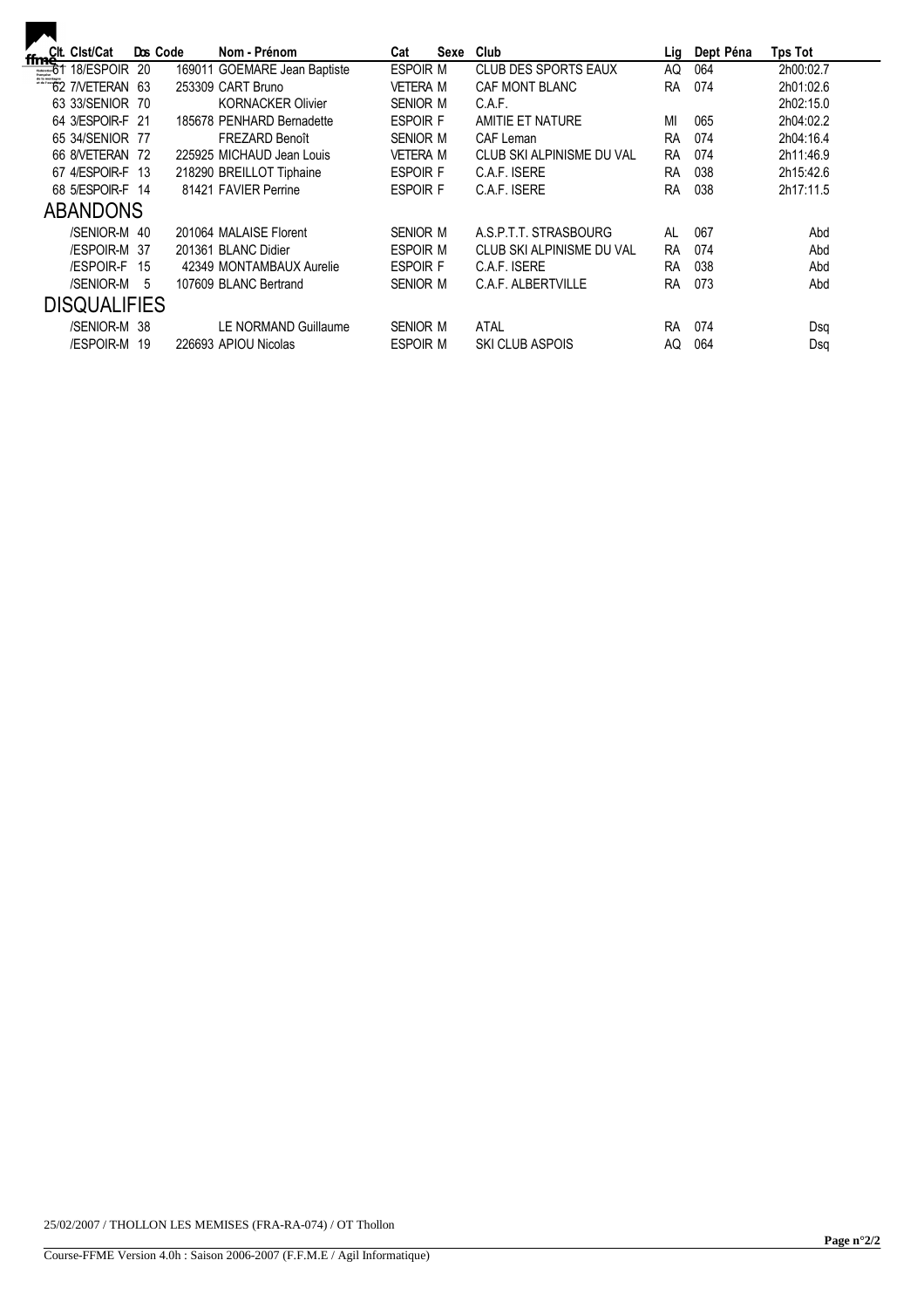| Clt. | Clst/Cat | Dos | Code | Nom - Prénom | Cat | Sexe | Club | Lig | Dept | Péna | Tps Tot |
|---|---|---|---|---|---|---|---|---|---|---|---|
| 61 | 18/ESPOIR | 20 | 169011 | GOEMARE Jean Baptiste | ESPOIR | M | CLUB DES SPORTS EAUX | AQ | 064 | | 2h00:02.7 |
| 62 | 7/VETERAN | 63 | 253309 | CART Bruno | VETERA | M | CAF MONT BLANC | RA | 074 | | 2h01:02.6 |
| 63 | 33/SENIOR | 70 | | KORNACKER Olivier | SENIOR | M | C.A.F. | | | | 2h02:15.0 |
| 64 | 3/ESPOIR-F | 21 | 185678 | PENHARD Bernadette | ESPOIR | F | AMITIE ET NATURE | MI | 065 | | 2h04:02.2 |
| 65 | 34/SENIOR | 77 | | FREZARD Benoît | SENIOR | M | CAF Leman | RA | 074 | | 2h04:16.4 |
| 66 | 8/VETERAN | 72 | 225925 | MICHAUD Jean Louis | VETERA | M | CLUB SKI ALPINISME DU VAL | RA | 074 | | 2h11:46.9 |
| 67 | 4/ESPOIR-F | 13 | 218290 | BREILLOT Tiphaine | ESPOIR | F | C.A.F. ISERE | RA | 038 | | 2h15:42.6 |
| 68 | 5/ESPOIR-F | 14 | 81421 | FAVIER Perrine | ESPOIR | F | C.A.F. ISERE | RA | 038 | | 2h17:11.5 |

## ABANDONS

| Clt. | Clst/Cat | Dos | Code | Nom - Prénom | Cat | Sexe | Club | Lig | Dept | Péna | Tps Tot |
|---|---|---|---|---|---|---|---|---|---|---|---|
| | /SENIOR-M | 40 | 201064 | MALAISE Florent | SENIOR | M | A.S.P.T.T. STRASBOURG | AL | 067 | | Abd |
| | /ESPOIR-M | 37 | 201361 | BLANC Didier | ESPOIR | M | CLUB SKI ALPINISME DU VAL | RA | 074 | | Abd |
| | /ESPOIR-F | 15 | 42349 | MONTAMBAUX Aurelie | ESPOIR | F | C.A.F. ISERE | RA | 038 | | Abd |
| | /SENIOR-M | 5 | 107609 | BLANC Bertrand | SENIOR | M | C.A.F. ALBERTVILLE | RA | 073 | | Abd |

## DISQUALIFIES

| Clt. | Clst/Cat | Dos | Code | Nom - Prénom | Cat | Sexe | Club | Lig | Dept | Péna | Tps Tot |
|---|---|---|---|---|---|---|---|---|---|---|---|
| | /SENIOR-M | 38 | | LE NORMAND Guillaume | SENIOR | M | ATAL | RA | 074 | | Dsq |
| | /ESPOIR-M | 19 | 226693 | APIOU Nicolas | ESPOIR | M | SKI CLUB ASPOIS | AQ | 064 | | Dsq |

25/02/2007 / THOLLON LES MEMISES (FRA-RA-074) / OT Thollon

Course-FFME Version 4.0h : Saison 2006-2007 (F.F.M.E / Agil Informatique)